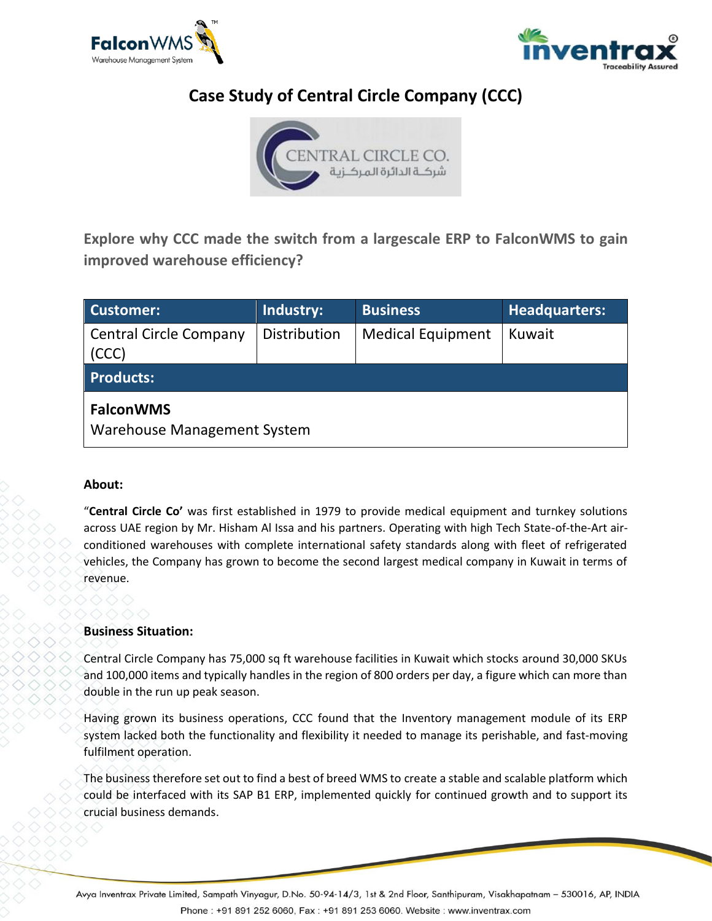# Case Study of Central Circle Company (CCC)

CENTRAL CIRCLE CO.
شركة الدائرة المركزية

**Explore why CCC made the switch from a largescale ERP to FalconWMS to gain improved warehouse efficiency?**

| Customer: | Industry: | Business | Headquarters: |
|---|---|---|---|
| Central Circle Company (CCC) | Distribution | Medical Equipment | Kuwait |
| **Products:** | | | |
| **FalconWMS** Warehouse Management System | | | |

**About:**

"**Central Circle Co'** was first established in 1979 to provide medical equipment and turnkey solutions across UAE region by Mr. Hisham Al Issa and his partners. Operating with high Tech State-of-the-Art air-conditioned warehouses with complete international safety standards along with fleet of refrigerated vehicles, the Company has grown to become the second largest medical company in Kuwait in terms of revenue.

**Business Situation:**

Central Circle Company has 75,000 sq ft warehouse facilities in Kuwait which stocks around 30,000 SKUs and 100,000 items and typically handles in the region of 800 orders per day, a figure which can more than double in the run up peak season.

Having grown its business operations, CCC found that the Inventory management module of its ERP system lacked both the functionality and flexibility it needed to manage its perishable, and fast-moving fulfilment operation.

The business therefore set out to find a best of breed WMS to create a stable and scalable platform which could be interfaced with its SAP B1 ERP, implemented quickly for continued growth and to support its crucial business demands.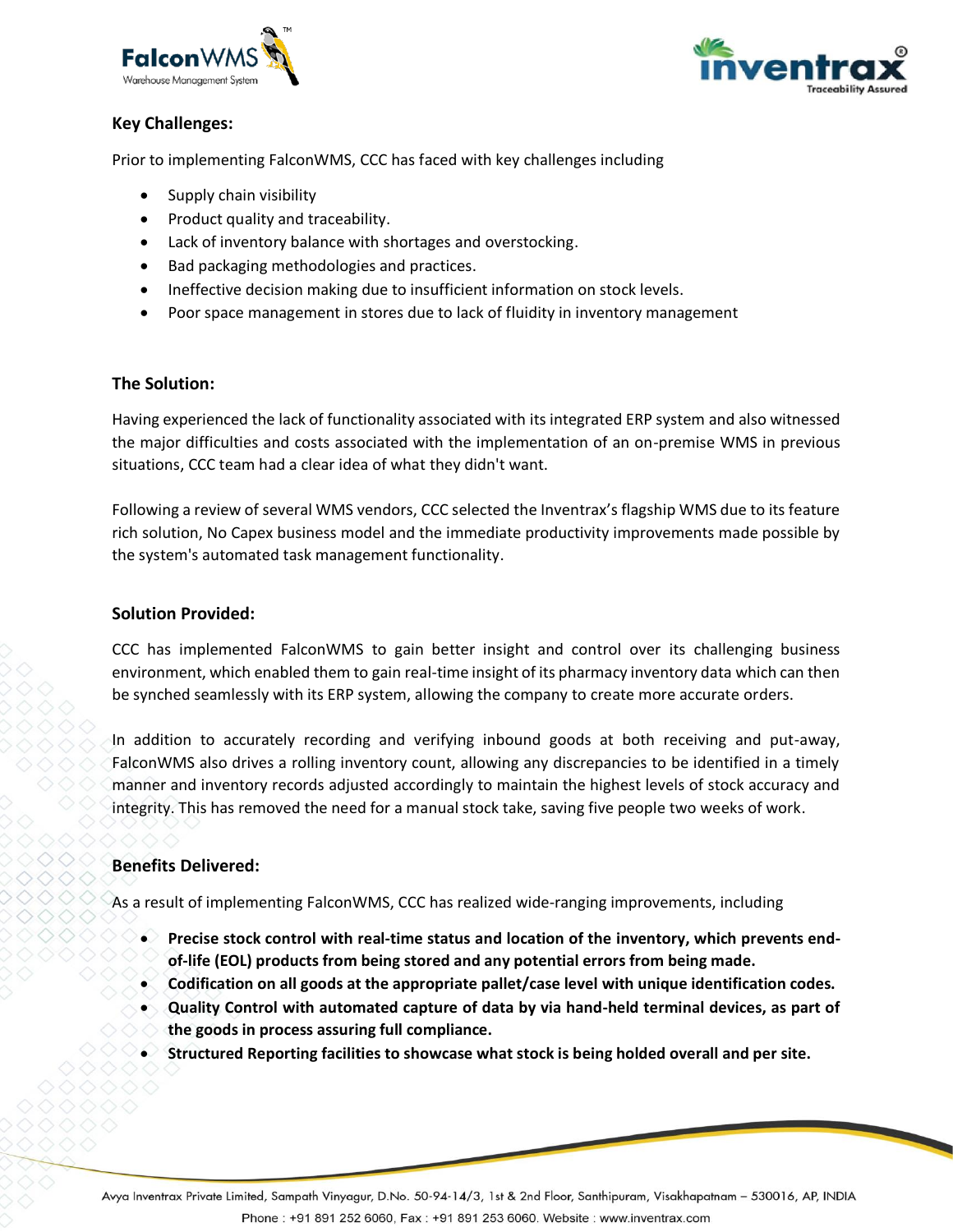## Key Challenges:

Prior to implementing FalconWMS, CCC has faced with key challenges including

- Supply chain visibility
- Product quality and traceability.
- Lack of inventory balance with shortages and overstocking.
- Bad packaging methodologies and practices.
- Ineffective decision making due to insufficient information on stock levels.
- Poor space management in stores due to lack of fluidity in inventory management

## The Solution:

Having experienced the lack of functionality associated with its integrated ERP system and also witnessed the major difficulties and costs associated with the implementation of an on-premise WMS in previous situations, CCC team had a clear idea of what they didn't want.

Following a review of several WMS vendors, CCC selected the Inventrax's flagship WMS due to its feature rich solution, No Capex business model and the immediate productivity improvements made possible by the system's automated task management functionality.

## Solution Provided:

CCC has implemented FalconWMS to gain better insight and control over its challenging business environment, which enabled them to gain real-time insight of its pharmacy inventory data which can then be synched seamlessly with its ERP system, allowing the company to create more accurate orders.

In addition to accurately recording and verifying inbound goods at both receiving and put-away, FalconWMS also drives a rolling inventory count, allowing any discrepancies to be identified in a timely manner and inventory records adjusted accordingly to maintain the highest levels of stock accuracy and integrity. This has removed the need for a manual stock take, saving five people two weeks of work.

## Benefits Delivered:

As a result of implementing FalconWMS, CCC has realized wide-ranging improvements, including

- **Precise stock control with real-time status and location of the inventory, which prevents end-of-life (EOL) products from being stored and any potential errors from being made.**
- **Codification on all goods at the appropriate pallet/case level with unique identification codes.**
- **Quality Control with automated capture of data by via hand-held terminal devices, as part of the goods in process assuring full compliance.**
- **Structured Reporting facilities to showcase what stock is being holded overall and per site.**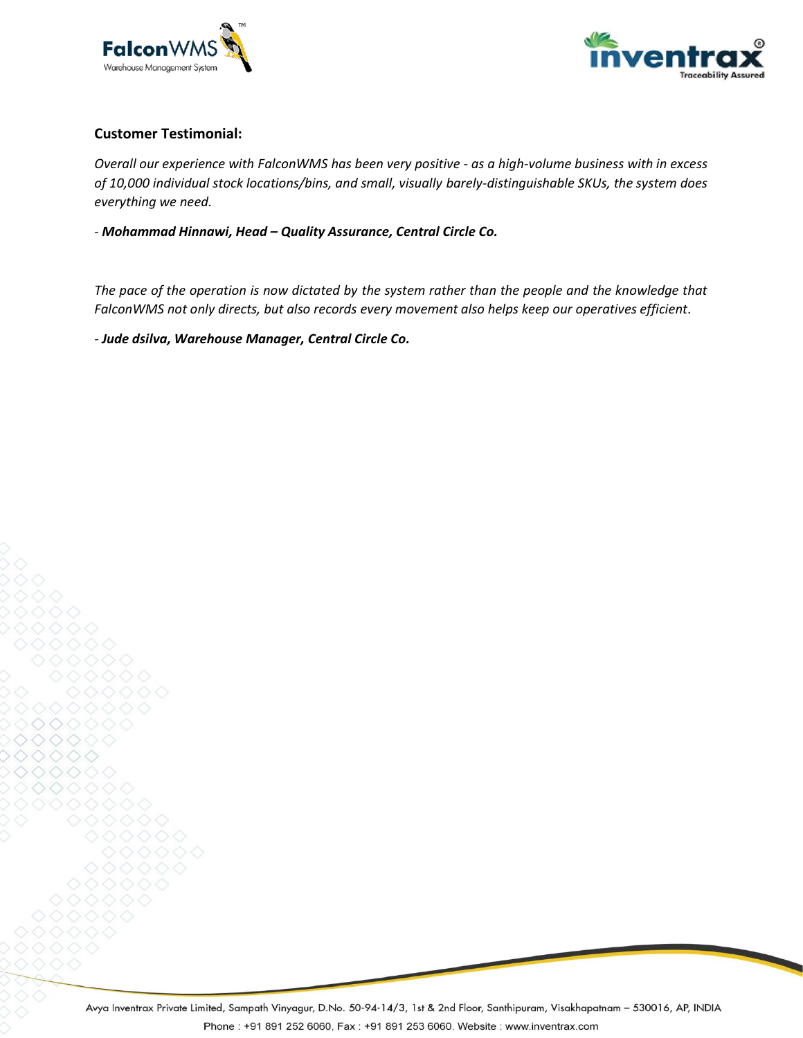**Customer Testimonial:**

*Overall our experience with FalconWMS has been very positive - as a high-volume business with in excess of 10,000 individual stock locations/bins, and small, visually barely-distinguishable SKUs, the system does everything we need.*

- ***Mohammad Hinnawi, Head – Quality Assurance, Central Circle Co.***

*The pace of the operation is now dictated by the system rather than the people and the knowledge that FalconWMS not only directs, but also records every movement also helps keep our operatives efficient.*

- ***Jude dsilva, Warehouse Manager, Central Circle Co.***